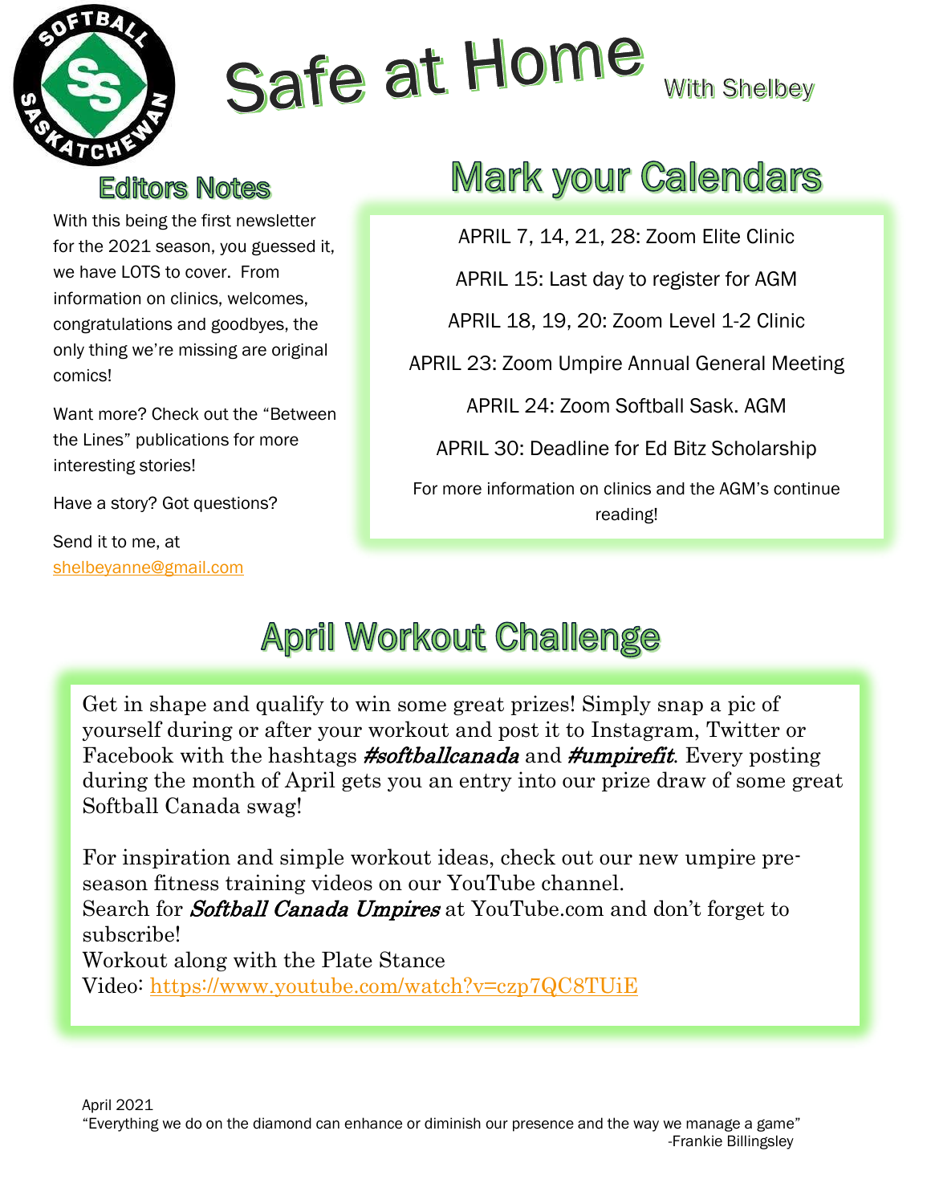# Safe at Home

With Shelbey

## Editors Notes

With this being the first newsletter for the 2021 season, you guessed it, we have LOTS to cover. From information on clinics, welcomes, congratulations and goodbyes, the only thing we're missing are original comics!

Want more? Check out the "Between the Lines" publications for more interesting stories!

Have a story? Got questions?

Send it to me, at shelbeyanne@gmail.com

## Mark your Calendars

APRIL 7, 14, 21, 28: Zoom Elite Clinic

APRIL 15: Last day to register for AGM

APRIL 18, 19, 20: Zoom Level 1-2 Clinic

APRIL 23: Zoom Umpire Annual General Meeting

APRIL 24: Zoom Softball Sask. AGM

APRIL 30: Deadline for Ed Bitz Scholarship

For more information on clinics and the AGM's continue reading!

## April Workout Challenge

Get in shape and qualify to win some great prizes! Simply snap a pic of yourself during or after your workout and post it to Instagram, Twitter or Facebook with the hashtags ***#softballcanada*** and ***#umpirefit***. Every posting during the month of April gets you an entry into our prize draw of some great Softball Canada swag!

For inspiration and simple workout ideas, check out our new umpire pre-season fitness training videos on our YouTube channel.
Search for ***Softball Canada Umpires*** at YouTube.com and don't forget to subscribe!
Workout along with the Plate Stance
Video: https://www.youtube.com/watch?v=czp7QC8TUiE

April 2021
"Everything we do on the diamond can enhance or diminish our presence and the way we manage a game"
-Frankie Billingsley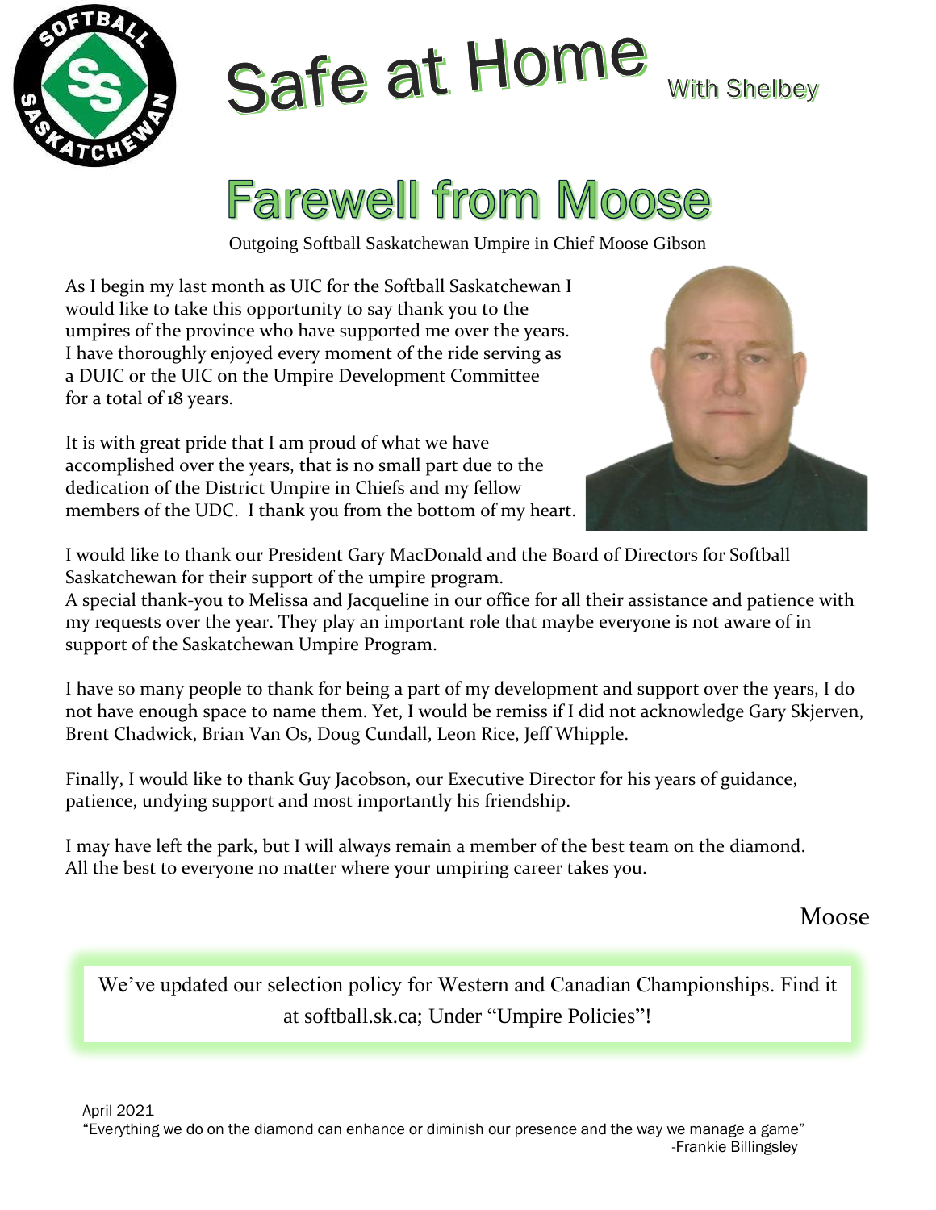# Safe at Home

With Shelbey

## Farewell from Moose

Outgoing Softball Saskatchewan Umpire in Chief Moose Gibson

As I begin my last month as UIC for the Softball Saskatchewan I would like to take this opportunity to say thank you to the umpires of the province who have supported me over the years. I have thoroughly enjoyed every moment of the ride serving as a DUIC or the UIC on the Umpire Development Committee for a total of 18 years.

It is with great pride that I am proud of what we have accomplished over the years, that is no small part due to the dedication of the District Umpire in Chiefs and my fellow members of the UDC. I thank you from the bottom of my heart.

I would like to thank our President Gary MacDonald and the Board of Directors for Softball Saskatchewan for their support of the umpire program.
A special thank-you to Melissa and Jacqueline in our office for all their assistance and patience with my requests over the year. They play an important role that maybe everyone is not aware of in support of the Saskatchewan Umpire Program.

I have so many people to thank for being a part of my development and support over the years, I do not have enough space to name them. Yet, I would be remiss if I did not acknowledge Gary Skjerven, Brent Chadwick, Brian Van Os, Doug Cundall, Leon Rice, Jeff Whipple.

Finally, I would like to thank Guy Jacobson, our Executive Director for his years of guidance, patience, undying support and most importantly his friendship.

I may have left the park, but I will always remain a member of the best team on the diamond. All the best to everyone no matter where your umpiring career takes you.

Moose

We've updated our selection policy for Western and Canadian Championships. Find it at softball.sk.ca; Under "Umpire Policies"!

April 2021
"Everything we do on the diamond can enhance or diminish our presence and the way we manage a game"
-Frankie Billingsley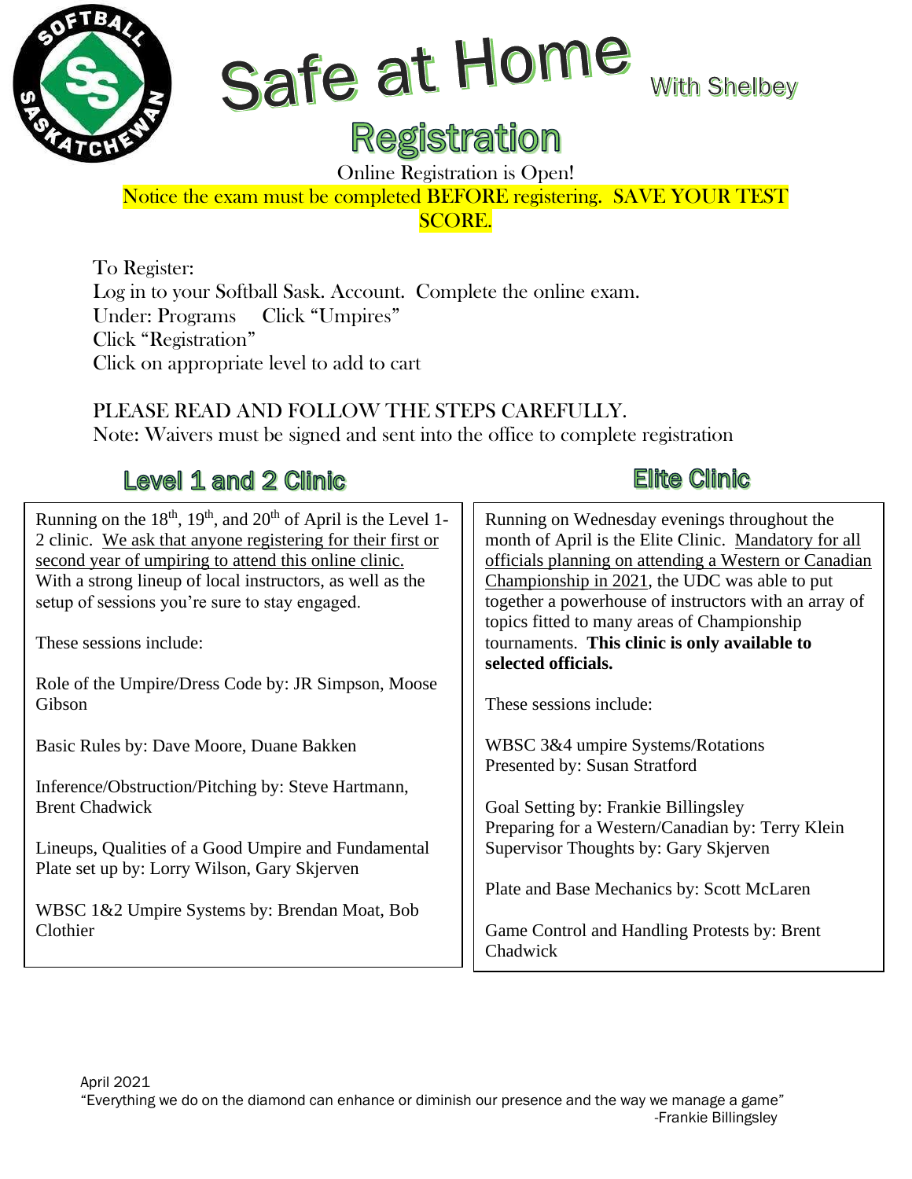# Safe at Home

With Shelbey

## Registration

Online Registration is Open!

Notice the exam must be completed BEFORE registering. SAVE YOUR TEST SCORE.

To Register:
Log in to your Softball Sask. Account. Complete the online exam.
Under: Programs Click "Umpires"
Click "Registration"
Click on appropriate level to add to cart

PLEASE READ AND FOLLOW THE STEPS CAREFULLY.
Note: Waivers must be signed and sent into the office to complete registration

## Level 1 and 2 Clinic

Running on the 18th, 19th, and 20th of April is the Level 1-2 clinic. We ask that anyone registering for their first or second year of umpiring to attend this online clinic. With a strong lineup of local instructors, as well as the setup of sessions you're sure to stay engaged.

These sessions include:

Role of the Umpire/Dress Code by: JR Simpson, Moose Gibson

Basic Rules by: Dave Moore, Duane Bakken

Inference/Obstruction/Pitching by: Steve Hartmann, Brent Chadwick

Lineups, Qualities of a Good Umpire and Fundamental Plate set up by: Lorry Wilson, Gary Skjerven

WBSC 1&2 Umpire Systems by: Brendan Moat, Bob Clothier

## Elite Clinic

Running on Wednesday evenings throughout the month of April is the Elite Clinic. Mandatory for all officials planning on attending a Western or Canadian Championship in 2021, the UDC was able to put together a powerhouse of instructors with an array of topics fitted to many areas of Championship tournaments. **This clinic is only available to selected officials.**

These sessions include:

WBSC 3&4 umpire Systems/Rotations
Presented by: Susan Stratford

Goal Setting by: Frankie Billingsley
Preparing for a Western/Canadian by: Terry Klein
Supervisor Thoughts by: Gary Skjerven

Plate and Base Mechanics by: Scott McLaren

Game Control and Handling Protests by: Brent Chadwick

April 2021
"Everything we do on the diamond can enhance or diminish our presence and the way we manage a game"
-Frankie Billingsley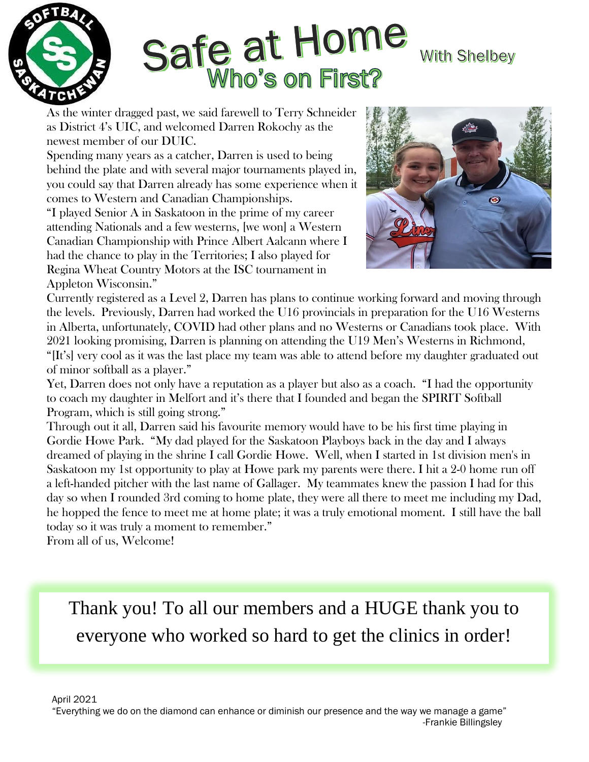# Safe at Home

## Who's on First?

With Shelbey

As the winter dragged past, we said farewell to Terry Schneider as District 4's UIC, and welcomed Darren Rokochy as the newest member of our DUIC.

Spending many years as a catcher, Darren is used to being behind the plate and with several major tournaments played in, you could say that Darren already has some experience when it comes to Western and Canadian Championships.

"I played Senior A in Saskatoon in the prime of my career attending Nationals and a few westerns, [we won] a Western Canadian Championship with Prince Albert Aalcann where I had the chance to play in the Territories; I also played for Regina Wheat Country Motors at the ISC tournament in Appleton Wisconsin."

Currently registered as a Level 2, Darren has plans to continue working forward and moving through the levels. Previously, Darren had worked the U16 provincials in preparation for the U16 Westerns in Alberta, unfortunately, COVID had other plans and no Westerns or Canadians took place. With 2021 looking promising, Darren is planning on attending the U19 Men's Westerns in Richmond, "[It's] very cool as it was the last place my team was able to attend before my daughter graduated out of minor softball as a player."

Yet, Darren does not only have a reputation as a player but also as a coach. "I had the opportunity to coach my daughter in Melfort and it's there that I founded and began the SPIRIT Softball Program, which is still going strong."

Through out it all, Darren said his favourite memory would have to be his first time playing in Gordie Howe Park. "My dad played for the Saskatoon Playboys back in the day and I always dreamed of playing in the shrine I call Gordie Howe. Well, when I started in 1st division men's in Saskatoon my 1st opportunity to play at Howe park my parents were there. I hit a 2-0 home run off a left-handed pitcher with the last name of Gallager. My teammates knew the passion I had for this day so when I rounded 3rd coming to home plate, they were all there to meet me including my Dad, he hopped the fence to meet me at home plate; it was a truly emotional moment. I still have the ball today so it was truly a moment to remember."

From all of us, Welcome!

Thank you! To all our members and a HUGE thank you to everyone who worked so hard to get the clinics in order!

April 2021

"Everything we do on the diamond can enhance or diminish our presence and the way we manage a game"
-Frankie Billingsley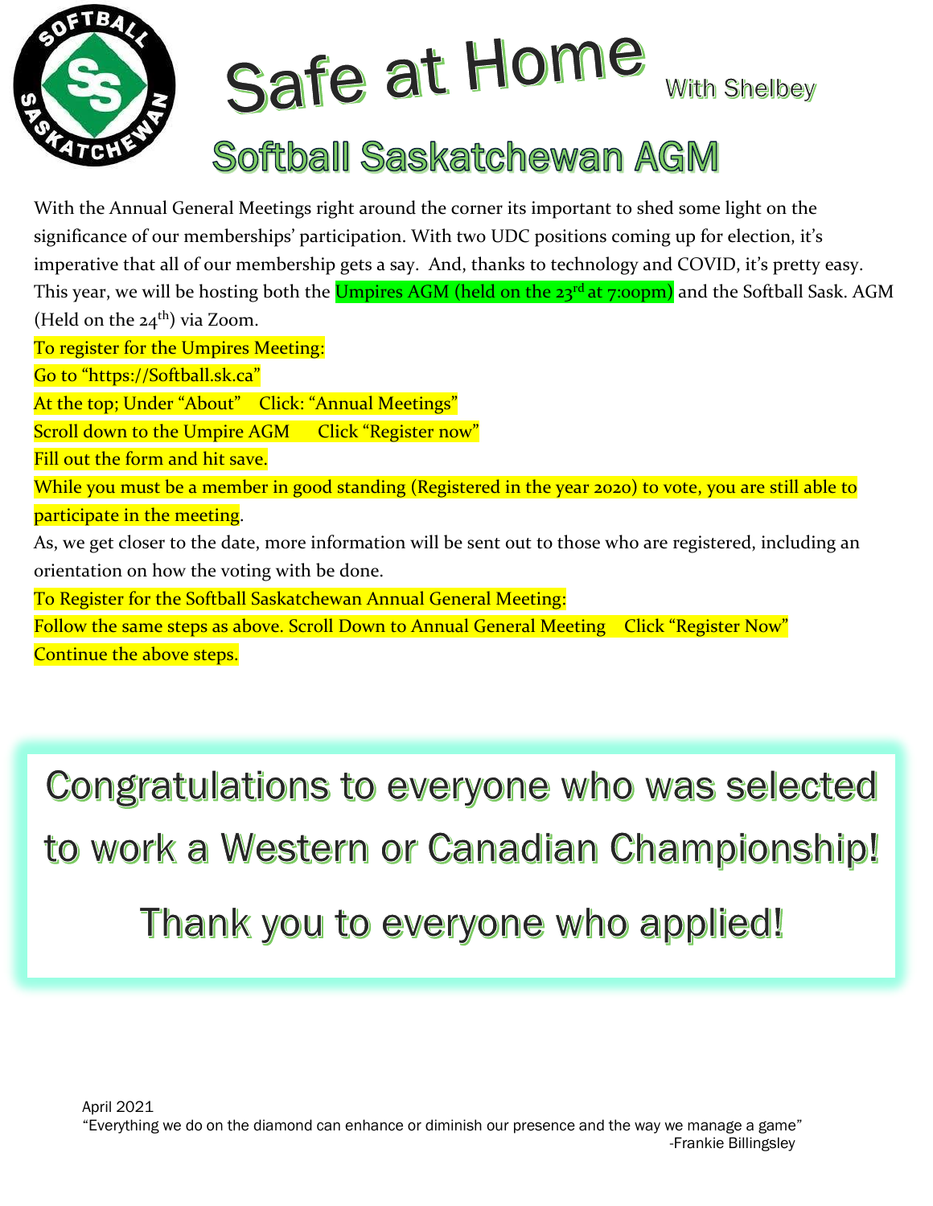# Safe at Home

With Shelbey

## Softball Saskatchewan AGM

With the Annual General Meetings right around the corner its important to shed some light on the significance of our memberships' participation. With two UDC positions coming up for election, it's imperative that all of our membership gets a say. And, thanks to technology and COVID, it's pretty easy. This year, we will be hosting both the Umpires AGM (held on the 23rd at 7:00pm) and the Softball Sask. AGM (Held on the 24th) via Zoom.

To register for the Umpires Meeting:

Go to "https://Softball.sk.ca"

At the top; Under "About" Click: "Annual Meetings"

Scroll down to the Umpire AGM Click "Register now"

Fill out the form and hit save.

While you must be a member in good standing (Registered in the year 2020) to vote, you are still able to participate in the meeting.

As, we get closer to the date, more information will be sent out to those who are registered, including an orientation on how the voting with be done.

To Register for the Softball Saskatchewan Annual General Meeting:

Follow the same steps as above. Scroll Down to Annual General Meeting Click "Register Now"

Continue the above steps.

**Congratulations to everyone who was selected to work a Western or Canadian Championship!**

**Thank you to everyone who applied!**

April 2021

"Everything we do on the diamond can enhance or diminish our presence and the way we manage a game"

-Frankie Billingsley